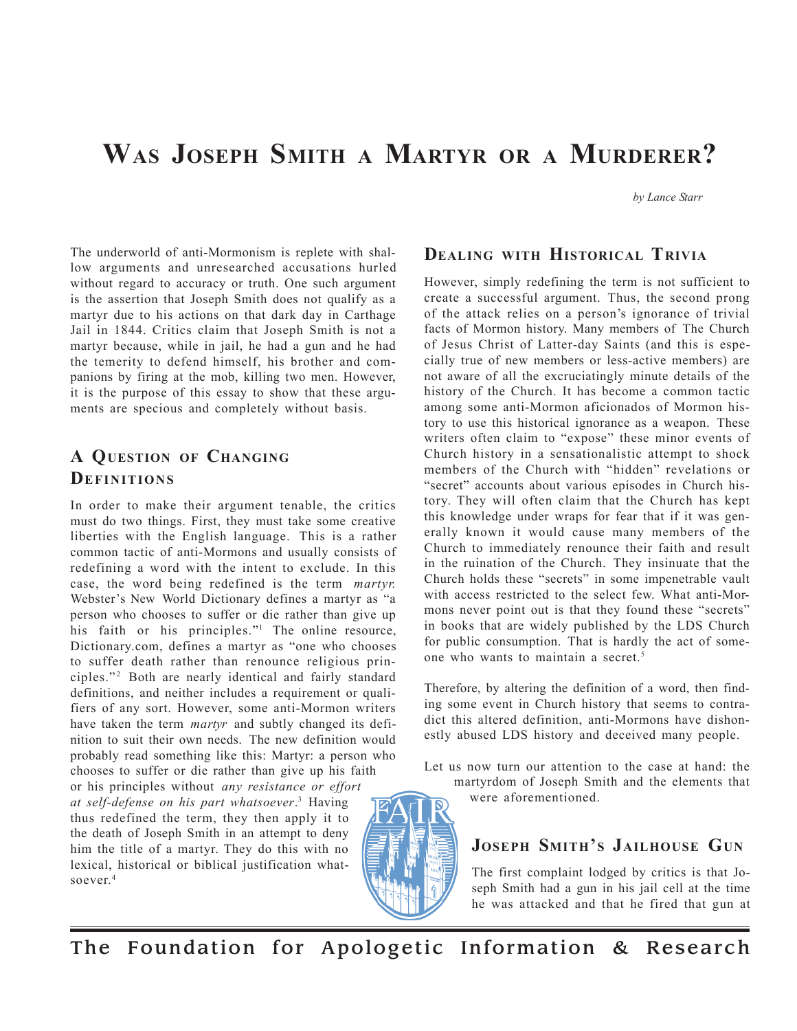# Was Joseph Smith a Martyr or a Murderer?

*by Lance Starr*

The underworld of anti-Mormonism is replete with shallow arguments and unresearched accusations hurled without regard to accuracy or truth. One such argument is the assertion that Joseph Smith does not qualify as a martyr due to his actions on that dark day in Carthage Jail in 1844. Critics claim that Joseph Smith is not a martyr because, while in jail, he had a gun and he had the temerity to defend himself, his brother and companions by firing at the mob, killing two men. However, it is the purpose of this essay to show that these arguments are specious and completely without basis.

## A Question of Changing Definitions

In order to make their argument tenable, the critics must do two things. First, they must take some creative liberties with the English language. This is a rather common tactic of anti-Mormons and usually consists of redefining a word with the intent to exclude. In this case, the word being redefined is the term *martyr.* Webster's New World Dictionary defines a martyr as "a person who chooses to suffer or die rather than give up his faith or his principles."[1] The online resource, Dictionary.com, defines a martyr as "one who chooses to suffer death rather than renounce religious principles."[2] Both are nearly identical and fairly standard definitions, and neither includes a requirement or qualifiers of any sort. However, some anti-Mormon writers have taken the term *martyr* and subtly changed its definition to suit their own needs. The new definition would probably read something like this: Martyr: a person who chooses to suffer or die rather than give up his faith or his principles without *any resistance or effort at self-defense on his part whatsoever*.[3] Having thus redefined the term, they then apply it to the death of Joseph Smith in an attempt to deny him the title of a martyr. They do this with no lexical, historical or biblical justification whatsoever.[4]

## Dealing with Historical Trivia

However, simply redefining the term is not sufficient to create a successful argument. Thus, the second prong of the attack relies on a person's ignorance of trivial facts of Mormon history. Many members of The Church of Jesus Christ of Latter-day Saints (and this is especially true of new members or less-active members) are not aware of all the excruciatingly minute details of the history of the Church. It has become a common tactic among some anti-Mormon aficionados of Mormon history to use this historical ignorance as a weapon. These writers often claim to "expose" these minor events of Church history in a sensationalistic attempt to shock members of the Church with "hidden" revelations or "secret" accounts about various episodes in Church history. They will often claim that the Church has kept this knowledge under wraps for fear that if it was generally known it would cause many members of the Church to immediately renounce their faith and result in the ruination of the Church. They insinuate that the Church holds these "secrets" in some impenetrable vault with access restricted to the select few. What anti-Mormons never point out is that they found these "secrets" in books that are widely published by the LDS Church for public consumption. That is hardly the act of someone who wants to maintain a secret.[5]

Therefore, by altering the definition of a word, then finding some event in Church history that seems to contradict this altered definition, anti-Mormons have dishonestly abused LDS history and deceived many people.

Let us now turn our attention to the case at hand: the martyrdom of Joseph Smith and the elements that were aforementioned.

## Joseph Smith's Jailhouse Gun

The first complaint lodged by critics is that Joseph Smith had a gun in his jail cell at the time he was attacked and that he fired that gun at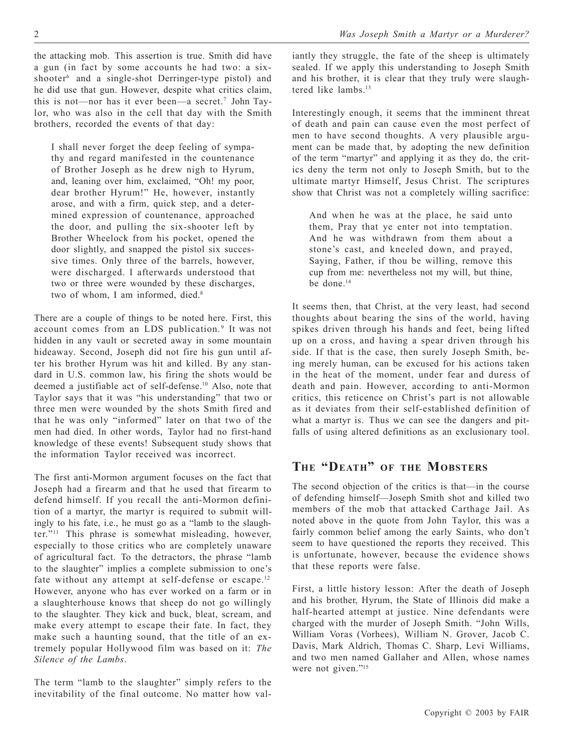the attacking mob. This assertion is true. Smith did have a gun (in fact by some accounts he had two: a six-shooter[6] and a single-shot Derringer-type pistol) and he did use that gun. However, despite what critics claim, this is not—nor has it ever been—a secret.[7] John Taylor, who was also in the cell that day with the Smith brothers, recorded the events of that day:

> I shall never forget the deep feeling of sympathy and regard manifested in the countenance of Brother Joseph as he drew nigh to Hyrum, and, leaning over him, exclaimed, "Oh! my poor, dear brother Hyrum!" He, however, instantly arose, and with a firm, quick step, and a determined expression of countenance, approached the door, and pulling the six-shooter left by Brother Wheelock from his pocket, opened the door slightly, and snapped the pistol six successive times. Only three of the barrels, however, were discharged. I afterwards understood that two or three were wounded by these discharges, two of whom, I am informed, died.[8]

There are a couple of things to be noted here. First, this account comes from an LDS publication.[9] It was not hidden in any vault or secreted away in some mountain hideaway. Second, Joseph did not fire his gun until after his brother Hyrum was hit and killed. By any standard in U.S. common law, his firing the shots would be deemed a justifiable act of self-defense.[10] Also, note that Taylor says that it was "his understanding" that two or three men were wounded by the shots Smith fired and that he was only "informed" later on that two of the men had died. In other words, Taylor had no first-hand knowledge of these events! Subsequent study shows that the information Taylor received was incorrect.

The first anti-Mormon argument focuses on the fact that Joseph had a firearm and that he used that firearm to defend himself. If you recall the anti-Mormon definition of a martyr, the martyr is required to submit willingly to his fate, i.e., he must go as a "lamb to the slaughter."[11] This phrase is somewhat misleading, however, especially to those critics who are completely unaware of agricultural fact. To the detractors, the phrase "lamb to the slaughter" implies a complete submission to one's fate without any attempt at self-defense or escape.[12] However, anyone who has ever worked on a farm or in a slaughterhouse knows that sheep do not go willingly to the slaughter. They kick and buck, bleat, scream, and make every attempt to escape their fate. In fact, they make such a haunting sound, that the title of an extremely popular Hollywood film was based on it: *The Silence of the Lambs*.

The term "lamb to the slaughter" simply refers to the inevitability of the final outcome. No matter how valiantly they struggle, the fate of the sheep is ultimately sealed. If we apply this understanding to Joseph Smith and his brother, it is clear that they truly were slaughtered like lambs.[13]

Interestingly enough, it seems that the imminent threat of death and pain can cause even the most perfect of men to have second thoughts. A very plausible argument can be made that, by adopting the new definition of the term "martyr" and applying it as they do, the critics deny the term not only to Joseph Smith, but to the ultimate martyr Himself, Jesus Christ. The scriptures show that Christ was not a completely willing sacrifice:

> And when he was at the place, he said unto them, Pray that ye enter not into temptation. And he was withdrawn from them about a stone's cast, and kneeled down, and prayed, Saying, Father, if thou be willing, remove this cup from me: nevertheless not my will, but thine, be done.[14]

It seems then, that Christ, at the very least, had second thoughts about bearing the sins of the world, having spikes driven through his hands and feet, being lifted up on a cross, and having a spear driven through his side. If that is the case, then surely Joseph Smith, being merely human, can be excused for his actions taken in the heat of the moment, under fear and duress of death and pain. However, according to anti-Mormon critics, this reticence on Christ's part is not allowable as it deviates from their self-established definition of what a martyr is. Thus we can see the dangers and pitfalls of using altered definitions as an exclusionary tool.

## The "Death" of the Mobsters

The second objection of the critics is that—in the course of defending himself—Joseph Smith shot and killed two members of the mob that attacked Carthage Jail. As noted above in the quote from John Taylor, this was a fairly common belief among the early Saints, who don't seem to have questioned the reports they received. This is unfortunate, however, because the evidence shows that these reports were false.

First, a little history lesson: After the death of Joseph and his brother, Hyrum, the State of Illinois did make a half-hearted attempt at justice. Nine defendants were charged with the murder of Joseph Smith. "John Wills, William Voras (Vorhees), William N. Grover, Jacob C. Davis, Mark Aldrich, Thomas C. Sharp, Levi Williams, and two men named Gallaher and Allen, whose names were not given."[15]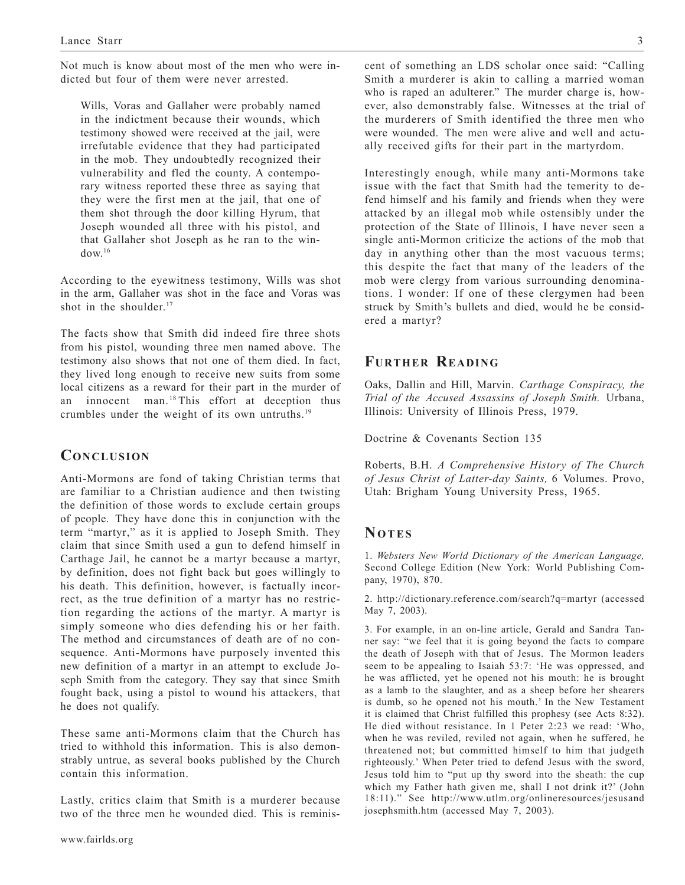Not much is know about most of the men who were indicted but four of them were never arrested.

> Wills, Voras and Gallaher were probably named in the indictment because their wounds, which testimony showed were received at the jail, were irrefutable evidence that they had participated in the mob. They undoubtedly recognized their vulnerability and fled the county. A contemporary witness reported these three as saying that they were the first men at the jail, that one of them shot through the door killing Hyrum, that Joseph wounded all three with his pistol, and that Gallaher shot Joseph as he ran to the window.[16]

According to the eyewitness testimony, Wills was shot in the arm, Gallaher was shot in the face and Voras was shot in the shoulder.[17]

The facts show that Smith did indeed fire three shots from his pistol, wounding three men named above. The testimony also shows that not one of them died. In fact, they lived long enough to receive new suits from some local citizens as a reward for their part in the murder of an innocent man.[18] This effort at deception thus crumbles under the weight of its own untruths.[19]

## Conclusion

Anti-Mormons are fond of taking Christian terms that are familiar to a Christian audience and then twisting the definition of those words to exclude certain groups of people. They have done this in conjunction with the term "martyr," as it is applied to Joseph Smith. They claim that since Smith used a gun to defend himself in Carthage Jail, he cannot be a martyr because a martyr, by definition, does not fight back but goes willingly to his death. This definition, however, is factually incorrect, as the true definition of a martyr has no restriction regarding the actions of the martyr. A martyr is simply someone who dies defending his or her faith. The method and circumstances of death are of no consequence. Anti-Mormons have purposely invented this new definition of a martyr in an attempt to exclude Joseph Smith from the category. They say that since Smith fought back, using a pistol to wound his attackers, that he does not qualify.

These same anti-Mormons claim that the Church has tried to withhold this information. This is also demonstrably untrue, as several books published by the Church contain this information.

Lastly, critics claim that Smith is a murderer because two of the three men he wounded died. This is reminiscent of something an LDS scholar once said: "Calling Smith a murderer is akin to calling a married woman who is raped an adulterer." The murder charge is, however, also demonstrably false. Witnesses at the trial of the murderers of Smith identified the three men who were wounded. The men were alive and well and actually received gifts for their part in the martyrdom.

Interestingly enough, while many anti-Mormons take issue with the fact that Smith had the temerity to defend himself and his family and friends when they were attacked by an illegal mob while ostensibly under the protection of the State of Illinois, I have never seen a single anti-Mormon criticize the actions of the mob that day in anything other than the most vacuous terms; this despite the fact that many of the leaders of the mob were clergy from various surrounding denominations. I wonder: If one of these clergymen had been struck by Smith's bullets and died, would he be considered a martyr?

## Further Reading

Oaks, Dallin and Hill, Marvin. *Carthage Conspiracy, the Trial of the Accused Assassins of Joseph Smith.* Urbana, Illinois: University of Illinois Press, 1979.

Doctrine & Covenants Section 135

Roberts, B.H. *A Comprehensive History of The Church of Jesus Christ of Latter-day Saints,* 6 Volumes. Provo, Utah: Brigham Young University Press, 1965.

## Notes

1. *Websters New World Dictionary of the American Language,* Second College Edition (New York: World Publishing Company, 1970), 870.

2. http://dictionary.reference.com/search?q=martyr (accessed May 7, 2003).

3. For example, in an on-line article, Gerald and Sandra Tanner say: "we feel that it is going beyond the facts to compare the death of Joseph with that of Jesus. The Mormon leaders seem to be appealing to Isaiah 53:7: 'He was oppressed, and he was afflicted, yet he opened not his mouth: he is brought as a lamb to the slaughter, and as a sheep before her shearers is dumb, so he opened not his mouth.' In the New Testament it is claimed that Christ fulfilled this prophesy (see Acts 8:32). He died without resistance. In 1 Peter 2:23 we read: 'Who, when he was reviled, reviled not again, when he suffered, he threatened not; but committed himself to him that judgeth righteously.' When Peter tried to defend Jesus with the sword, Jesus told him to "put up thy sword into the sheath: the cup which my Father hath given me, shall I not drink it?' (John 18:11)." See http://www.utlm.org/onlineresources/jesusand josephsmith.htm (accessed May 7, 2003).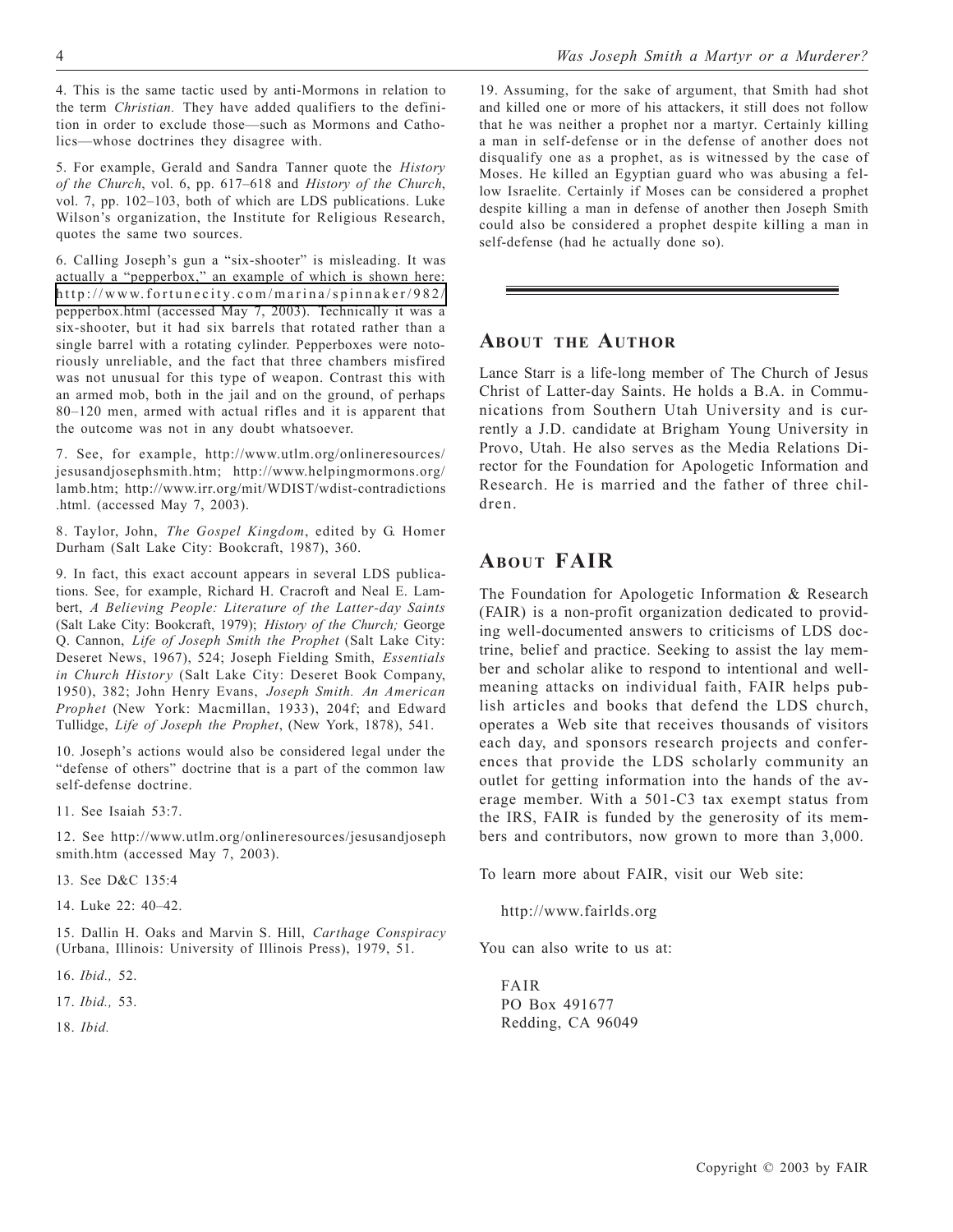4. This is the same tactic used by anti-Mormons in relation to the term *Christian.* They have added qualifiers to the definition in order to exclude those—such as Mormons and Catholics—whose doctrines they disagree with.

5. For example, Gerald and Sandra Tanner quote the *History of the Church*, vol. 6, pp. 617–618 and *History of the Church*, vol. 7, pp. 102–103, both of which are LDS publications. Luke Wilson's organization, the Institute for Religious Research, quotes the same two sources.

6. Calling Joseph's gun a "six-shooter" is misleading. It was actually a "pepperbox," an example of which is shown here: http://www.fortunecity.com/marina/spinnaker/982/pepperbox.html (accessed May 7, 2003). Technically it was a six-shooter, but it had six barrels that rotated rather than a single barrel with a rotating cylinder. Pepperboxes were notoriously unreliable, and the fact that three chambers misfired was not unusual for this type of weapon. Contrast this with an armed mob, both in the jail and on the ground, of perhaps 80–120 men, armed with actual rifles and it is apparent that the outcome was not in any doubt whatsoever.

7. See, for example, http://www.utlm.org/onlineresources/jesusandjosephsmith.htm; http://www.helpingmormons.org/lamb.htm; http://www.irr.org/mit/WDIST/wdist-contradictions.html. (accessed May 7, 2003).

8. Taylor, John, *The Gospel Kingdom*, edited by G. Homer Durham (Salt Lake City: Bookcraft, 1987), 360.

9. In fact, this exact account appears in several LDS publications. See, for example, Richard H. Cracroft and Neal E. Lambert, *A Believing People: Literature of the Latter-day Saints* (Salt Lake City: Bookcraft, 1979); *History of the Church;* George Q. Cannon, *Life of Joseph Smith the Prophet* (Salt Lake City: Deseret News, 1967), 524; Joseph Fielding Smith, *Essentials in Church History* (Salt Lake City: Deseret Book Company, 1950), 382; John Henry Evans, *Joseph Smith. An American Prophet* (New York: Macmillan, 1933), 204f; and Edward Tullidge, *Life of Joseph the Prophet*, (New York, 1878), 541.

10. Joseph's actions would also be considered legal under the "defense of others" doctrine that is a part of the common law self-defense doctrine.

11. See Isaiah 53:7.

12. See http://www.utlm.org/onlineresources/jesusandjosephsmith.htm (accessed May 7, 2003).

13. See D&C 135:4

14. Luke 22: 40–42.

15. Dallin H. Oaks and Marvin S. Hill, *Carthage Conspiracy* (Urbana, Illinois: University of Illinois Press), 1979, 51.

16. *Ibid.,* 52.

17. *Ibid.,* 53.

18. *Ibid.*

19. Assuming, for the sake of argument, that Smith had shot and killed one or more of his attackers, it still does not follow that he was neither a prophet nor a martyr. Certainly killing a man in self-defense or in the defense of another does not disqualify one as a prophet, as is witnessed by the case of Moses. He killed an Egyptian guard who was abusing a fellow Israelite. Certainly if Moses can be considered a prophet despite killing a man in defense of another then Joseph Smith could also be considered a prophet despite killing a man in self-defense (had he actually done so).

## About the Author

Lance Starr is a life-long member of The Church of Jesus Christ of Latter-day Saints. He holds a B.A. in Communications from Southern Utah University and is currently a J.D. candidate at Brigham Young University in Provo, Utah. He also serves as the Media Relations Director for the Foundation for Apologetic Information and Research. He is married and the father of three children.

## About FAIR

The Foundation for Apologetic Information & Research (FAIR) is a non-profit organization dedicated to providing well-documented answers to criticisms of LDS doctrine, belief and practice. Seeking to assist the lay member and scholar alike to respond to intentional and well-meaning attacks on individual faith, FAIR helps publish articles and books that defend the LDS church, operates a Web site that receives thousands of visitors each day, and sponsors research projects and conferences that provide the LDS scholarly community an outlet for getting information into the hands of the average member. With a 501-C3 tax exempt status from the IRS, FAIR is funded by the generosity of its members and contributors, now grown to more than 3,000.

To learn more about FAIR, visit our Web site:

http://www.fairlds.org

You can also write to us at:

FAIR
PO Box 491677
Redding, CA 96049

Copyright © 2003 by FAIR